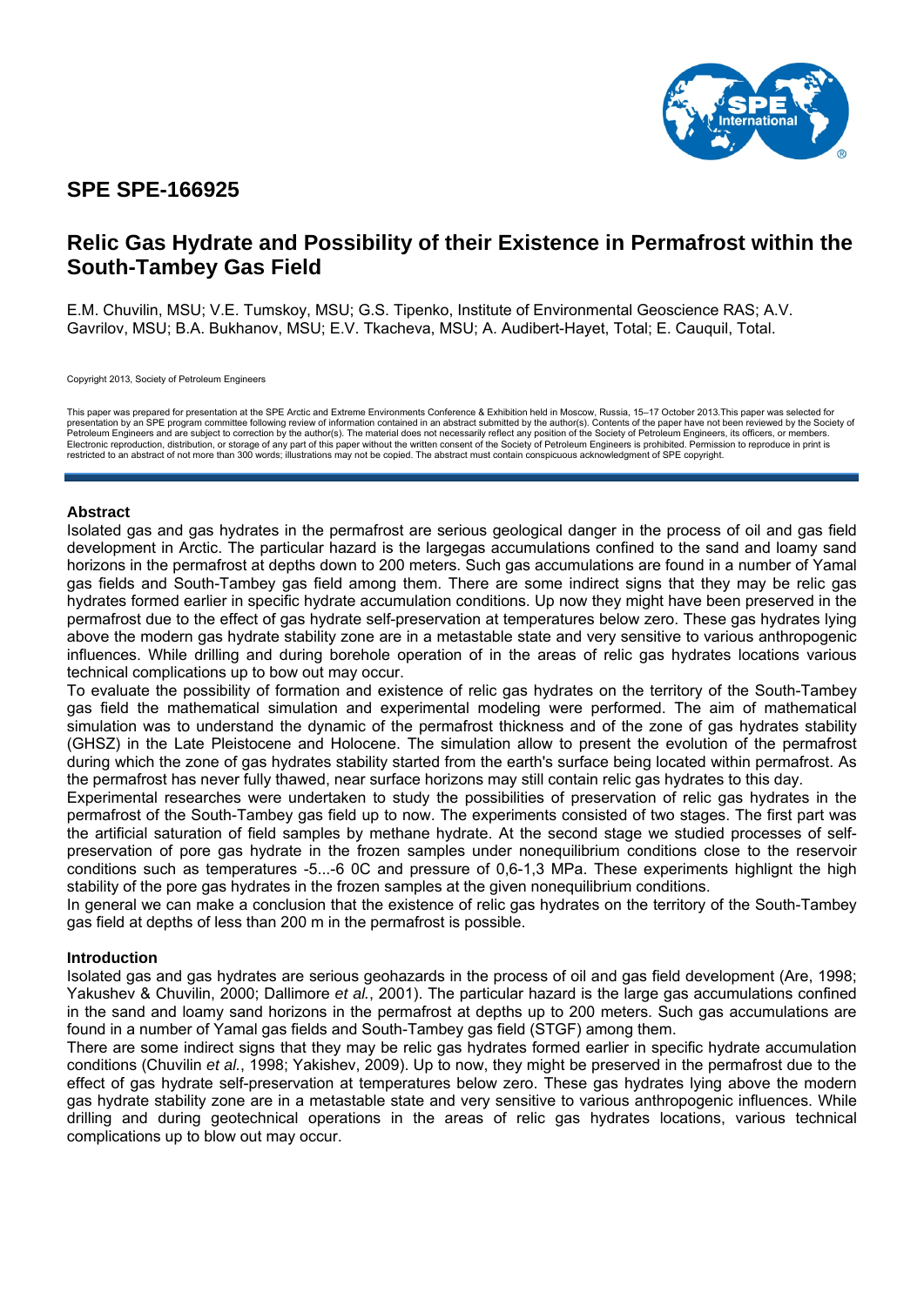# SPE SPE-166925

# Relic Gas Hydrate and Possibility of their Existence in Permafrost within the South-Tambey Gas Field

E.M. Chuvilin, MSU; V.E. Tumskoy, MSU; G.S. Tipenko, Institute of Environmental Geoscience RAS; A.V. Gavrilov, MSU; B.A. Bukhanov, MSU; E.V. Tkacheva, MSU; A. Audibert-Hayet, Total; E. Cauquil, Total.

Copyright 2013, Society of Petroleum Engineers

This paper was prepared for presentation at the SPE Arctic and Extreme Environments Conference & Exhibition held in Moscow, Russia, 15–17 October 2013.This paper was selected for presentation by an SPE program committee following review of information contained in an abstract submitted by the author(s). Contents of the paper have not been reviewed by the Society of Petroleum Engineers and are subject to correction by the author(s). The material does not necessarily reflect any position of the Society of Petroleum Engineers, its officers, or members. Electronic reproduction, distribution, or storage of any part of this paper without the written consent of the Society of Petroleum Engineers is prohibited. Permission to reproduce in print is restricted to an abstract of not more than 300 words; illustrations may not be copied. The abstract must contain conspicuous acknowledgment of SPE copyright.

## Abstract

Isolated gas and gas hydrates in the permafrost are serious geological danger in the process of oil and gas field development in Arctic. The particular hazard is the largegas accumulations confined to the sand and loamy sand horizons in the permafrost at depths down to 200 meters. Such gas accumulations are found in a number of Yamal gas fields and South-Tambey gas field among them. There are some indirect signs that they may be relic gas hydrates formed earlier in specific hydrate accumulation conditions. Up now they might have been preserved in the permafrost due to the effect of gas hydrate self-preservation at temperatures below zero. These gas hydrates lying above the modern gas hydrate stability zone are in a metastable state and very sensitive to various anthropogenic influences. While drilling and during borehole operation of in the areas of relic gas hydrates locations various technical complications up to bow out may occur.

To evaluate the possibility of formation and existence of relic gas hydrates on the territory of the South-Tambey gas field the mathematical simulation and experimental modeling were performed. The aim of mathematical simulation was to understand the dynamic of the permafrost thickness and of the zone of gas hydrates stability (GHSZ) in the Late Pleistocene and Holocene. The simulation allow to present the evolution of the permafrost during which the zone of gas hydrates stability started from the earth's surface being located within permafrost. As the permafrost has never fully thawed, near surface horizons may still contain relic gas hydrates to this day.

Experimental researches were undertaken to study the possibilities of preservation of relic gas hydrates in the permafrost of the South-Tambey gas field up to now. The experiments consisted of two stages. The first part was the artificial saturation of field samples by methane hydrate. At the second stage we studied processes of self-preservation of pore gas hydrate in the frozen samples under nonequilibrium conditions close to the reservoir conditions such as temperatures -5...-6 0C and pressure of 0,6-1,3 MPa. These experiments highlight the high stability of the pore gas hydrates in the frozen samples at the given nonequilibrium conditions.

In general we can make a conclusion that the existence of relic gas hydrates on the territory of the South-Tambey gas field at depths of less than 200 m in the permafrost is possible.

## Introduction

Isolated gas and gas hydrates are serious geohazards in the process of oil and gas field development (Are, 1998; Yakushev & Chuvilin, 2000; Dallimore *et al.*, 2001). The particular hazard is the large gas accumulations confined in the sand and loamy sand horizons in the permafrost at depths up to 200 meters. Such gas accumulations are found in a number of Yamal gas fields and South-Tambey gas field (STGF) among them.

There are some indirect signs that they may be relic gas hydrates formed earlier in specific hydrate accumulation conditions (Chuvilin *et al.*, 1998; Yakishev, 2009). Up to now, they might be preserved in the permafrost due to the effect of gas hydrate self-preservation at temperatures below zero. These gas hydrates lying above the modern gas hydrate stability zone are in a metastable state and very sensitive to various anthropogenic influences. While drilling and during geotechnical operations in the areas of relic gas hydrates locations, various technical complications up to blow out may occur.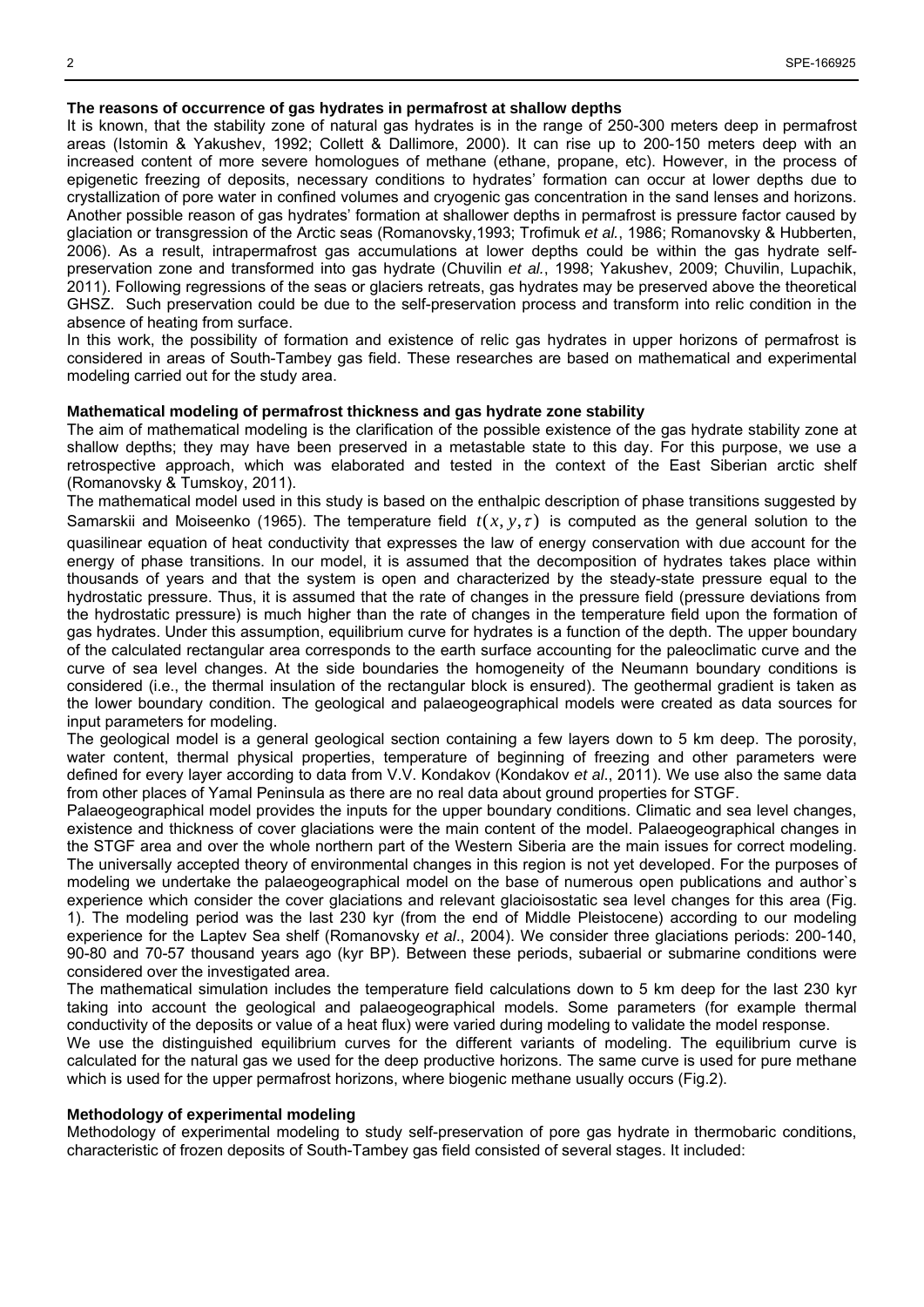### The reasons of occurrence of gas hydrates in permafrost at shallow depths

It is known, that the stability zone of natural gas hydrates is in the range of 250-300 meters deep in permafrost areas (Istomin & Yakushev, 1992; Collett & Dallimore, 2000). It can rise up to 200-150 meters deep with an increased content of more severe homologues of methane (ethane, propane, etc). However, in the process of epigenetic freezing of deposits, necessary conditions to hydrates' formation can occur at lower depths due to crystallization of pore water in confined volumes and cryogenic gas concentration in the sand lenses and horizons. Another possible reason of gas hydrates' formation at shallower depths in permafrost is pressure factor caused by glaciation or transgression of the Arctic seas (Romanovsky,1993; Trofimuk *et al.*, 1986; Romanovsky & Hubberten, 2006). As a result, intrapermafrost gas accumulations at lower depths could be within the gas hydrate self-preservation zone and transformed into gas hydrate (Chuvilin *et al.*, 1998; Yakushev, 2009; Chuvilin, Lupachik, 2011). Following regressions of the seas or glaciers retreats, gas hydrates may be preserved above the theoretical GHSZ. Such preservation could be due to the self-preservation process and transform into relic condition in the absence of heating from surface.

In this work, the possibility of formation and existence of relic gas hydrates in upper horizons of permafrost is considered in areas of South-Tambey gas field. These researches are based on mathematical and experimental modeling carried out for the study area.

### Mathematical modeling of permafrost thickness and gas hydrate zone stability

The aim of mathematical modeling is the clarification of the possible existence of the gas hydrate stability zone at shallow depths; they may have been preserved in a metastable state to this day. For this purpose, we use a retrospective approach, which was elaborated and tested in the context of the East Siberian arctic shelf (Romanovsky & Tumskoy, 2011).

The mathematical model used in this study is based on the enthalpic description of phase transitions suggested by Samarskii and Moiseenko (1965). The temperature field $t(x, y, \tau)$ is computed as the general solution to the quasilinear equation of heat conductivity that expresses the law of energy conservation with due account for the energy of phase transitions. In our model, it is assumed that the decomposition of hydrates takes place within thousands of years and that the system is open and characterized by the steady-state pressure equal to the hydrostatic pressure. Thus, it is assumed that the rate of changes in the pressure field (pressure deviations from the hydrostatic pressure) is much higher than the rate of changes in the temperature field upon the formation of gas hydrates. Under this assumption, equilibrium curve for hydrates is a function of the depth. The upper boundary of the calculated rectangular area corresponds to the earth surface accounting for the paleoclimatic curve and the curve of sea level changes. At the side boundaries the homogeneity of the Neumann boundary conditions is considered (i.e., the thermal insulation of the rectangular block is ensured). The geothermal gradient is taken as the lower boundary condition. The geological and palaeogeographical models were created as data sources for input parameters for modeling.

The geological model is a general geological section containing a few layers down to 5 km deep. The porosity, water content, thermal physical properties, temperature of beginning of freezing and other parameters were defined for every layer according to data from V.V. Kondakov (Kondakov *et al*., 2011). We use also the same data from other places of Yamal Peninsula as there are no real data about ground properties for STGF.

Palaeogeographical model provides the inputs for the upper boundary conditions. Climatic and sea level changes, existence and thickness of cover glaciations were the main content of the model. Palaeogeographical changes in the STGF area and over the whole northern part of the Western Siberia are the main issues for correct modeling. The universally accepted theory of environmental changes in this region is not yet developed. For the purposes of modeling we undertake the palaeogeographical model on the base of numerous open publications and author`s experience which consider the cover glaciations and relevant glacioisostatic sea level changes for this area (Fig. 1). The modeling period was the last 230 kyr (from the end of Middle Pleistocene) according to our modeling experience for the Laptev Sea shelf (Romanovsky *et al*., 2004). We consider three glaciations periods: 200-140, 90-80 and 70-57 thousand years ago (kyr BP). Between these periods, subaerial or submarine conditions were considered over the investigated area.

The mathematical simulation includes the temperature field calculations down to 5 km deep for the last 230 kyr taking into account the geological and palaeogeographical models. Some parameters (for example thermal conductivity of the deposits or value of a heat flux) were varied during modeling to validate the model response.

We use the distinguished equilibrium curves for the different variants of modeling. The equilibrium curve is calculated for the natural gas we used for the deep productive horizons. The same curve is used for pure methane which is used for the upper permafrost horizons, where biogenic methane usually occurs (Fig.2).

### Methodology of experimental modeling

Methodology of experimental modeling to study self-preservation of pore gas hydrate in thermobaric conditions, characteristic of frozen deposits of South-Tambey gas field consisted of several stages. It included: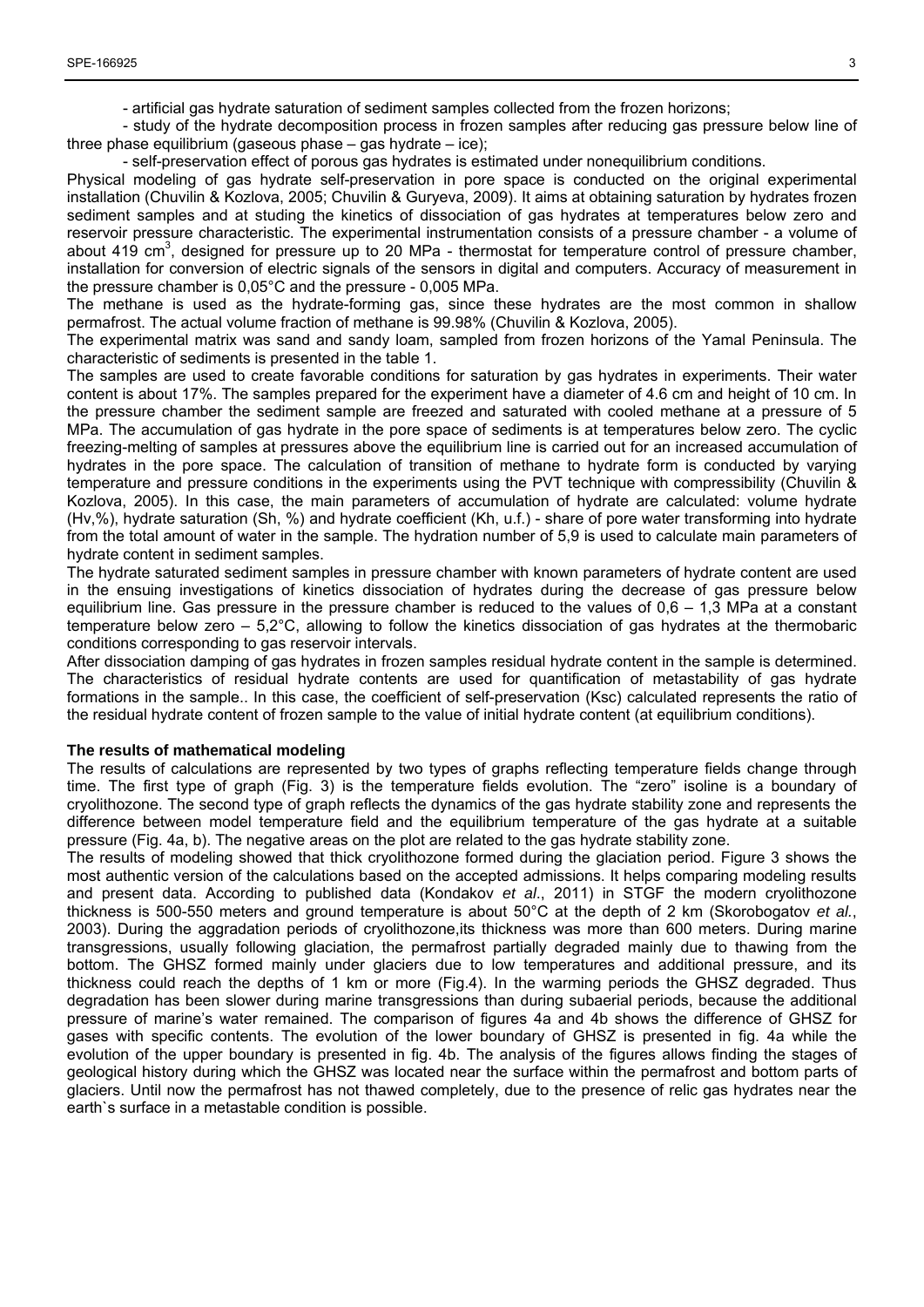- artificial gas hydrate saturation of sediment samples collected from the frozen horizons;

- study of the hydrate decomposition process in frozen samples after reducing gas pressure below line of three phase equilibrium (gaseous phase – gas hydrate – ice);

- self-preservation effect of porous gas hydrates is estimated under nonequilibrium conditions.

Physical modeling of gas hydrate self-preservation in pore space is conducted on the original experimental installation (Chuvilin & Kozlova, 2005; Chuvilin & Guryeva, 2009). It aims at obtaining saturation by hydrates frozen sediment samples and at studing the kinetics of dissociation of gas hydrates at temperatures below zero and reservoir pressure characteristic. The experimental instrumentation consists of a pressure chamber - a volume of about 419 $cm^3$, designed for pressure up to 20 MPa - thermostat for temperature control of pressure chamber, installation for conversion of electric signals of the sensors in digital and computers. Accuracy of measurement in the pressure chamber is 0,05°C and the pressure - 0,005 MPa.

The methane is used as the hydrate-forming gas, since these hydrates are the most common in shallow permafrost. The actual volume fraction of methane is 99.98% (Chuvilin & Kozlova, 2005).

The experimental matrix was sand and sandy loam, sampled from frozen horizons of the Yamal Peninsula. The characteristic of sediments is presented in the table 1.

The samples are used to create favorable conditions for saturation by gas hydrates in experiments. Their water content is about 17%. The samples prepared for the experiment have a diameter of 4.6 cm and height of 10 cm. In the pressure chamber the sediment sample are freezed and saturated with cooled methane at a pressure of 5 MPa. The accumulation of gas hydrate in the pore space of sediments is at temperatures below zero. The cyclic freezing-melting of samples at pressures above the equilibrium line is carried out for an increased accumulation of hydrates in the pore space. The calculation of transition of methane to hydrate form is conducted by varying temperature and pressure conditions in the experiments using the PVT technique with compressibility (Chuvilin & Kozlova, 2005). In this case, the main parameters of accumulation of hydrate are calculated: volume hydrate (Hv,%), hydrate saturation (Sh, %) and hydrate coefficient (Kh, u.f.) - share of pore water transforming into hydrate from the total amount of water in the sample. The hydration number of 5,9 is used to calculate main parameters of hydrate content in sediment samples.

The hydrate saturated sediment samples in pressure chamber with known parameters of hydrate content are used in the ensuing investigations of kinetics dissociation of hydrates during the decrease of gas pressure below equilibrium line. Gas pressure in the pressure chamber is reduced to the values of 0,6 – 1,3 MPa at a constant temperature below zero – 5,2°C, allowing to follow the kinetics dissociation of gas hydrates at the thermobaric conditions corresponding to gas reservoir intervals.

After dissociation damping of gas hydrates in frozen samples residual hydrate content in the sample is determined. The characteristics of residual hydrate contents are used for quantification of metastability of gas hydrate formations in the sample.. In this case, the coefficient of self-preservation (Ksc) calculated represents the ratio of the residual hydrate content of frozen sample to the value of initial hydrate content (at equilibrium conditions).

## The results of mathematical modeling

The results of calculations are represented by two types of graphs reflecting temperature fields change through time. The first type of graph (Fig. 3) is the temperature fields evolution. The "zero" isoline is a boundary of cryolithozone. The second type of graph reflects the dynamics of the gas hydrate stability zone and represents the difference between model temperature field and the equilibrium temperature of the gas hydrate at a suitable pressure (Fig. 4a, b). The negative areas on the plot are related to the gas hydrate stability zone.

The results of modeling showed that thick cryolithozone formed during the glaciation period. Figure 3 shows the most authentic version of the calculations based on the accepted admissions. It helps comparing modeling results and present data. According to published data (Kondakov *et al*., 2011) in STGF the modern cryolithozone thickness is 500-550 meters and ground temperature is about 50°C at the depth of 2 km (Skorobogatov *et al.*, 2003). During the aggradation periods of cryolithozone,its thickness was more than 600 meters. During marine transgressions, usually following glaciation, the permafrost partially degraded mainly due to thawing from the bottom. The GHSZ formed mainly under glaciers due to low temperatures and additional pressure, and its thickness could reach the depths of 1 km or more (Fig.4). In the warming periods the GHSZ degraded. Thus degradation has been slower during marine transgressions than during subaerial periods, because the additional pressure of marine's water remained. The comparison of figures 4a and 4b shows the difference of GHSZ for gases with specific contents. The evolution of the lower boundary of GHSZ is presented in fig. 4a while the evolution of the upper boundary is presented in fig. 4b. The analysis of the figures allows finding the stages of geological history during which the GHSZ was located near the surface within the permafrost and bottom parts of glaciers. Until now the permafrost has not thawed completely, due to the presence of relic gas hydrates near the earth`s surface in a metastable condition is possible.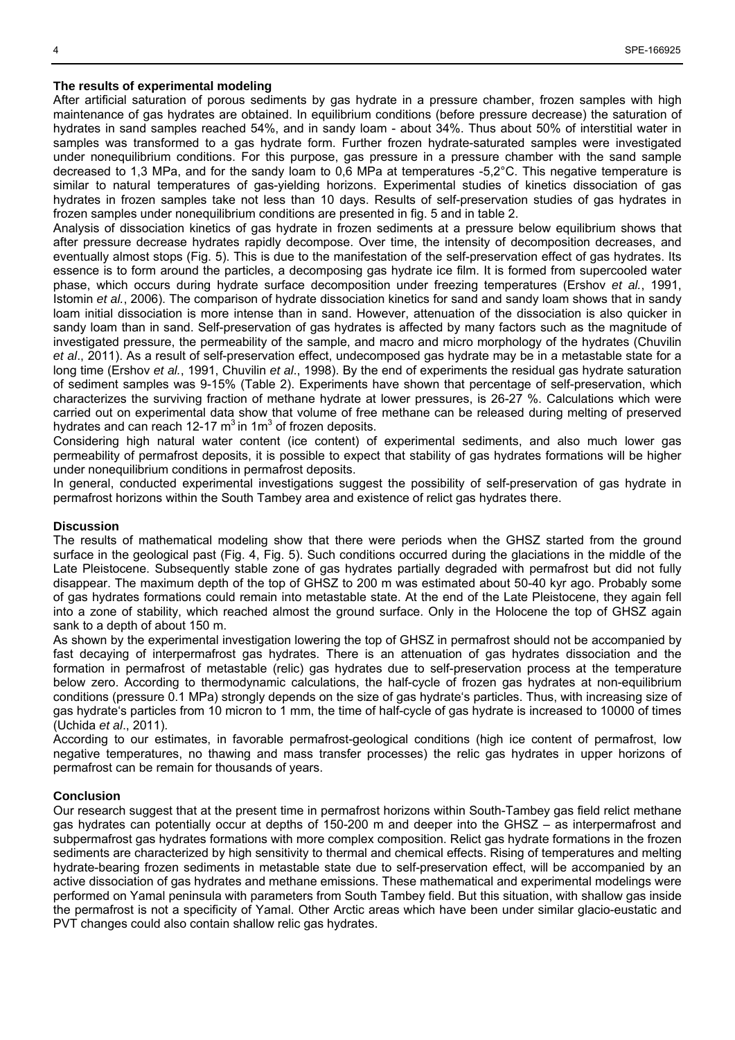### The results of experimental modeling

After artificial saturation of porous sediments by gas hydrate in a pressure chamber, frozen samples with high maintenance of gas hydrates are obtained. In equilibrium conditions (before pressure decrease) the saturation of hydrates in sand samples reached 54%, and in sandy loam - about 34%. Thus about 50% of interstitial water in samples was transformed to a gas hydrate form. Further frozen hydrate-saturated samples were investigated under nonequilibrium conditions. For this purpose, gas pressure in a pressure chamber with the sand sample decreased to 1,3 MPa, and for the sandy loam to 0,6 MPa at temperatures -5,2°C. This negative temperature is similar to natural temperatures of gas-yielding horizons. Experimental studies of kinetics dissociation of gas hydrates in frozen samples take not less than 10 days. Results of self-preservation studies of gas hydrates in frozen samples under nonequilibrium conditions are presented in fig. 5 and in table 2.

Analysis of dissociation kinetics of gas hydrate in frozen sediments at a pressure below equilibrium shows that after pressure decrease hydrates rapidly decompose. Over time, the intensity of decomposition decreases, and eventually almost stops (Fig. 5). This is due to the manifestation of the self-preservation effect of gas hydrates. Its essence is to form around the particles, a decomposing gas hydrate ice film. It is formed from supercooled water phase, which occurs during hydrate surface decomposition under freezing temperatures (Ershov *et al.*, 1991, Istomin *et al.*, 2006). The comparison of hydrate dissociation kinetics for sand and sandy loam shows that in sandy loam initial dissociation is more intense than in sand. However, attenuation of the dissociation is also quicker in sandy loam than in sand. Self-preservation of gas hydrates is affected by many factors such as the magnitude of investigated pressure, the permeability of the sample, and macro and micro morphology of the hydrates (Chuvilin *et al*., 2011). As a result of self-preservation effect, undecomposed gas hydrate may be in a metastable state for a long time (Ershov *et al.*, 1991, Chuvilin *et al*., 1998). By the end of experiments the residual gas hydrate saturation of sediment samples was 9-15% (Table 2). Experiments have shown that percentage of self-preservation, which characterizes the surviving fraction of methane hydrate at lower pressures, is 26-27 %. Calculations which were carried out on experimental data show that volume of free methane can be released during melting of preserved hydrates and can reach 12-17 $m^3$ in $1m^3$ of frozen deposits.

Considering high natural water content (ice content) of experimental sediments, and also much lower gas permeability of permafrost deposits, it is possible to expect that stability of gas hydrates formations will be higher under nonequilibrium conditions in permafrost deposits.

In general, conducted experimental investigations suggest the possibility of self-preservation of gas hydrate in permafrost horizons within the South Tambey area and existence of relict gas hydrates there.

### Discussion

The results of mathematical modeling show that there were periods when the GHSZ started from the ground surface in the geological past (Fig. 4, Fig. 5). Such conditions occurred during the glaciations in the middle of the Late Pleistocene. Subsequently stable zone of gas hydrates partially degraded with permafrost but did not fully disappear. The maximum depth of the top of GHSZ to 200 m was estimated about 50-40 kyr ago. Probably some of gas hydrates formations could remain into metastable state. At the end of the Late Pleistocene, they again fell into a zone of stability, which reached almost the ground surface. Only in the Holocene the top of GHSZ again sank to a depth of about 150 m.

As shown by the experimental investigation lowering the top of GHSZ in permafrost should not be accompanied by fast decaying of interpermafrost gas hydrates. There is an attenuation of gas hydrates dissociation and the formation in permafrost of metastable (relic) gas hydrates due to self-preservation process at the temperature below zero. According to thermodynamic calculations, the half-cycle of frozen gas hydrates at non-equilibrium conditions (pressure 0.1 MPa) strongly depends on the size of gas hydrate's particles. Thus, with increasing size of gas hydrate's particles from 10 micron to 1 mm, the time of half-cycle of gas hydrate is increased to 10000 of times (Uchida *et al*., 2011).

According to our estimates, in favorable permafrost-geological conditions (high ice content of permafrost, low negative temperatures, no thawing and mass transfer processes) the relic gas hydrates in upper horizons of permafrost can be remain for thousands of years.

### Conclusion

Our research suggest that at the present time in permafrost horizons within South-Tambey gas field relict methane gas hydrates can potentially occur at depths of 150-200 m and deeper into the GHSZ – as interpermafrost and subpermafrost gas hydrates formations with more complex composition. Relict gas hydrate formations in the frozen sediments are characterized by high sensitivity to thermal and chemical effects. Rising of temperatures and melting hydrate-bearing frozen sediments in metastable state due to self-preservation effect, will be accompanied by an active dissociation of gas hydrates and methane emissions. These mathematical and experimental modelings were performed on Yamal peninsula with parameters from South Tambey field. But this situation, with shallow gas inside the permafrost is not a specificity of Yamal. Other Arctic areas which have been under similar glacio-eustatic and PVT changes could also contain shallow relic gas hydrates.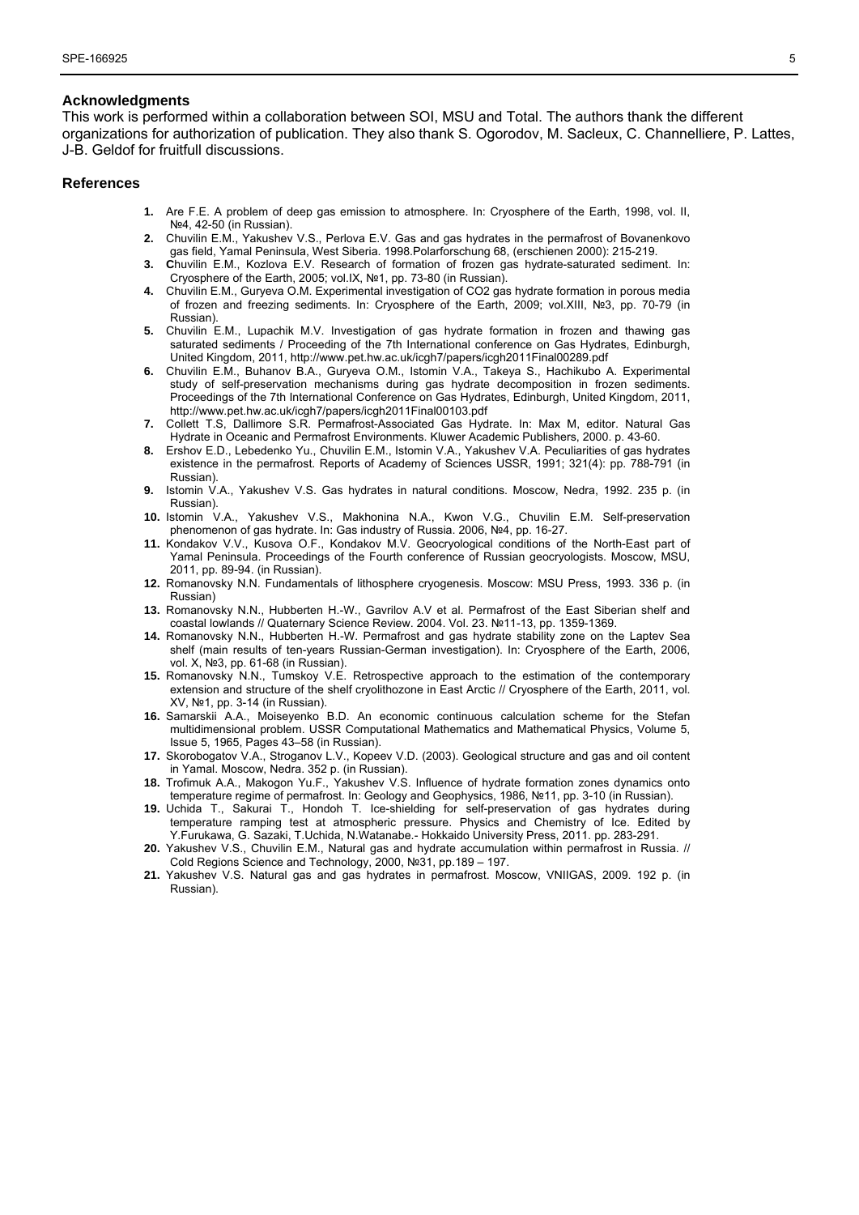## Acknowledgments

This work is performed within a collaboration between SOI, MSU and Total. The authors thank the different organizations for authorization of publication. They also thank S. Ogorodov, M. Sacleux, C. Channelliere, P. Lattes, J-B. Geldof for fruitfull discussions.

## References

1. Are F.E. A problem of deep gas emission to atmosphere. In: Cryosphere of the Earth, 1998, vol. II, №4, 42-50 (in Russian).
2. Chuvilin E.M., Yakushev V.S., Perlova E.V. Gas and gas hydrates in the permafrost of Bovanenkovo gas field, Yamal Peninsula, West Siberia. 1998.Polarforschung 68, (erschienen 2000): 215-219.
3. Chuvilin E.M., Kozlova E.V. Research of formation of frozen gas hydrate-saturated sediment. In: Cryosphere of the Earth, 2005; vol.IX, №1, pp. 73-80 (in Russian).
4. Chuvilin E.M., Guryeva O.M. Experimental investigation of CO2 gas hydrate formation in porous media of frozen and freezing sediments. In: Cryosphere of the Earth, 2009; vol.XIII, №3, pp. 70-79 (in Russian).
5. Chuvilin E.M., Lupachik M.V. Investigation of gas hydrate formation in frozen and thawing gas saturated sediments / Proceeding of the 7th International conference on Gas Hydrates, Edinburgh, United Kingdom, 2011, http://www.pet.hw.ac.uk/icgh7/papers/icgh2011Final00289.pdf
6. Chuvilin E.M., Buhanov B.A., Guryeva O.M., Istomin V.A., Takeya S., Hachikubo A. Experimental study of self-preservation mechanisms during gas hydrate decomposition in frozen sediments. Proceedings of the 7th International Conference on Gas Hydrates, Edinburgh, United Kingdom, 2011, http://www.pet.hw.ac.uk/icgh7/papers/icgh2011Final00103.pdf
7. Collett T.S, Dallimore S.R. Permafrost-Associated Gas Hydrate. In: Max M, editor. Natural Gas Hydrate in Oceanic and Permafrost Environments. Kluwer Academic Publishers, 2000. p. 43-60.
8. Ershov E.D., Lebedenko Yu., Chuvilin E.M., Istomin V.A., Yakushev V.A. Peculiarities of gas hydrates existence in the permafrost. Reports of Academy of Sciences USSR, 1991; 321(4): pp. 788-791 (in Russian).
9. Istomin V.A., Yakushev V.S. Gas hydrates in natural conditions. Moscow, Nedra, 1992. 235 p. (in Russian).
10. Istomin V.A., Yakushev V.S., Makhonina N.A., Kwon V.G., Chuvilin E.M. Self-preservation phenomenon of gas hydrate. In: Gas industry of Russia. 2006, №4, pp. 16-27.
11. Kondakov V.V., Kusova O.F., Kondakov M.V. Geocryological conditions of the North-East part of Yamal Peninsula. Proceedings of the Fourth conference of Russian geocryologists. Moscow, MSU, 2011, pp. 89-94. (in Russian).
12. Romanovsky N.N. Fundamentals of lithosphere cryogenesis. Moscow: MSU Press, 1993. 336 p. (in Russian)
13. Romanovsky N.N., Hubberten H.-W., Gavrilov A.V et al. Permafrost of the East Siberian shelf and coastal lowlands // Quaternary Science Review. 2004. Vol. 23. №11-13, pp. 1359-1369.
14. Romanovsky N.N., Hubberten H.-W. Permafrost and gas hydrate stability zone on the Laptev Sea shelf (main results of ten-years Russian-German investigation). In: Cryosphere of the Earth, 2006, vol. X, №3, pp. 61-68 (in Russian).
15. Romanovsky N.N., Tumskoy V.E. Retrospective approach to the estimation of the contemporary extension and structure of the shelf cryolithozone in East Arctic // Cryosphere of the Earth, 2011, vol. XV, №1, pp. 3-14 (in Russian).
16. Samarskii A.A., Moiseyenko B.D. An economic continuous calculation scheme for the Stefan multidimensional problem. USSR Computational Mathematics and Mathematical Physics, Volume 5, Issue 5, 1965, Pages 43–58 (in Russian).
17. Skorobogatov V.A., Stroganov L.V., Kopeev V.D. (2003). Geological structure and gas and oil content in Yamal. Moscow, Nedra. 352 p. (in Russian).
18. Trofimuk A.A., Makogon Yu.F., Yakushev V.S. Influence of hydrate formation zones dynamics onto temperature regime of permafrost. In: Geology and Geophysics, 1986, №11, pp. 3-10 (in Russian).
19. Uchida T., Sakurai T., Hondoh T. Ice-shielding for self-preservation of gas hydrates during temperature ramping test at atmospheric pressure. Physics and Chemistry of Ice. Edited by Y.Furukawa, G. Sazaki, T.Uchida, N.Watanabe.- Hokkaido University Press, 2011. pp. 283-291.
20. Yakushev V.S., Chuvilin E.M., Natural gas and hydrate accumulation within permafrost in Russia. // Cold Regions Science and Technology, 2000, №31, pp.189 – 197.
21. Yakushev V.S. Natural gas and gas hydrates in permafrost. Moscow, VNIIGAS, 2009. 192 p. (in Russian).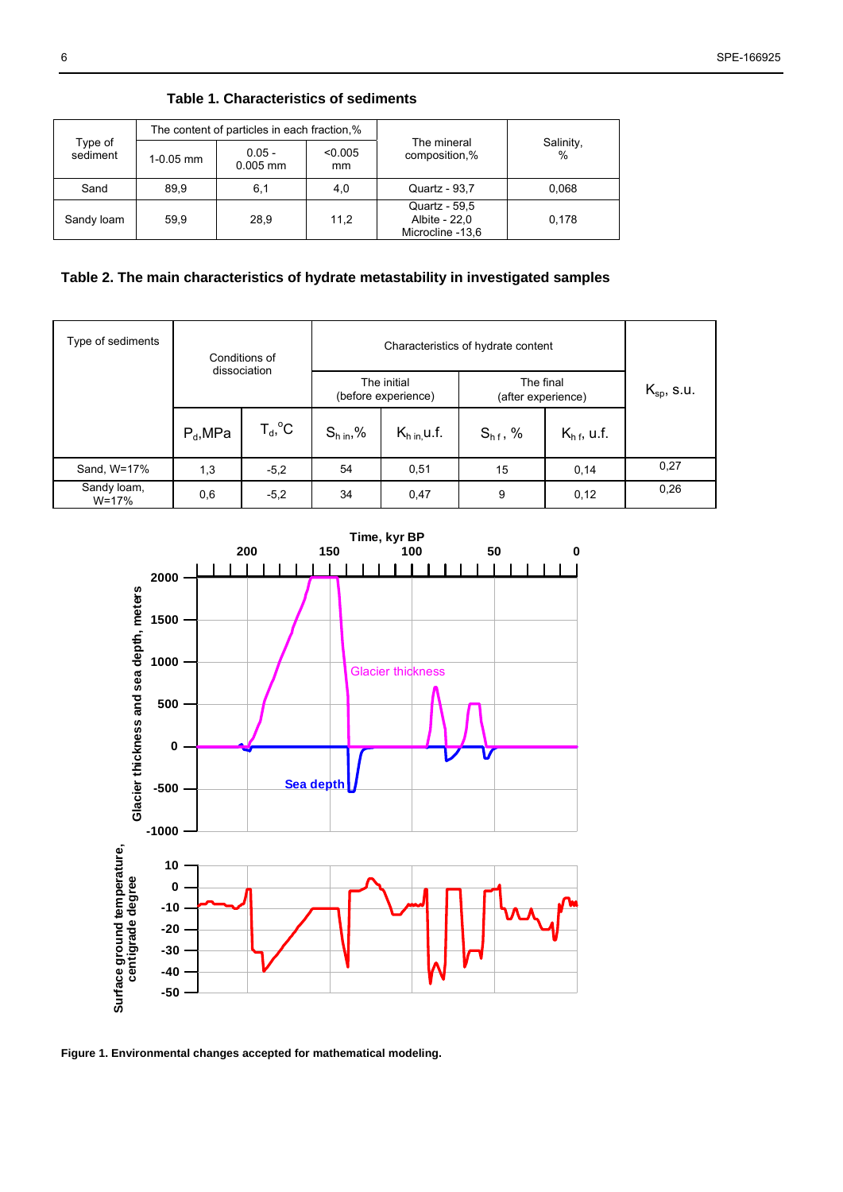**Table 1. Characteristics of sediments**

| Type of sediment | The content of particles in each fraction,% | | | The mineral composition,% | Salinity, % |
|---|---|---|---|---|---|
| | 1-0.05 mm | 0.05 - 0.005 mm | <0.005 mm | | |
| Sand | 89,9 | 6,1 | 4,0 | Quartz - 93,7 | 0,068 |
| Sandy loam | 59,9 | 28,9 | 11,2 | Quartz - 59,5 Albite - 22,0 Microcline -13,6 | 0,178 |

**Table 2. The main characteristics of hydrate metastability in investigated samples**

| Type of sediments | Conditions of dissociation | | Characteristics of hydrate content | | | | $K_{sp}$, s.u. |
|---|---|---|---|---|---|---|---|
| | | | The initial (before experience) | | The final (after experience) | | |
| | $P_d$,MPa | $T_d$,°C | $S_{h\ in}$,% | $K_{h\ in}$,u.f. | $S_{h\ f}$, % | $K_{h\ f}$, u.f. | |
| Sand, W=17% | 1,3 | -5,2 | 54 | 0,51 | 15 | 0,14 | 0,27 |
| Sandy loam, W=17% | 0,6 | -5,2 | 34 | 0,47 | 9 | 0,12 | 0,26 |

**Figure 1. Environmental changes accepted for mathematical modeling.**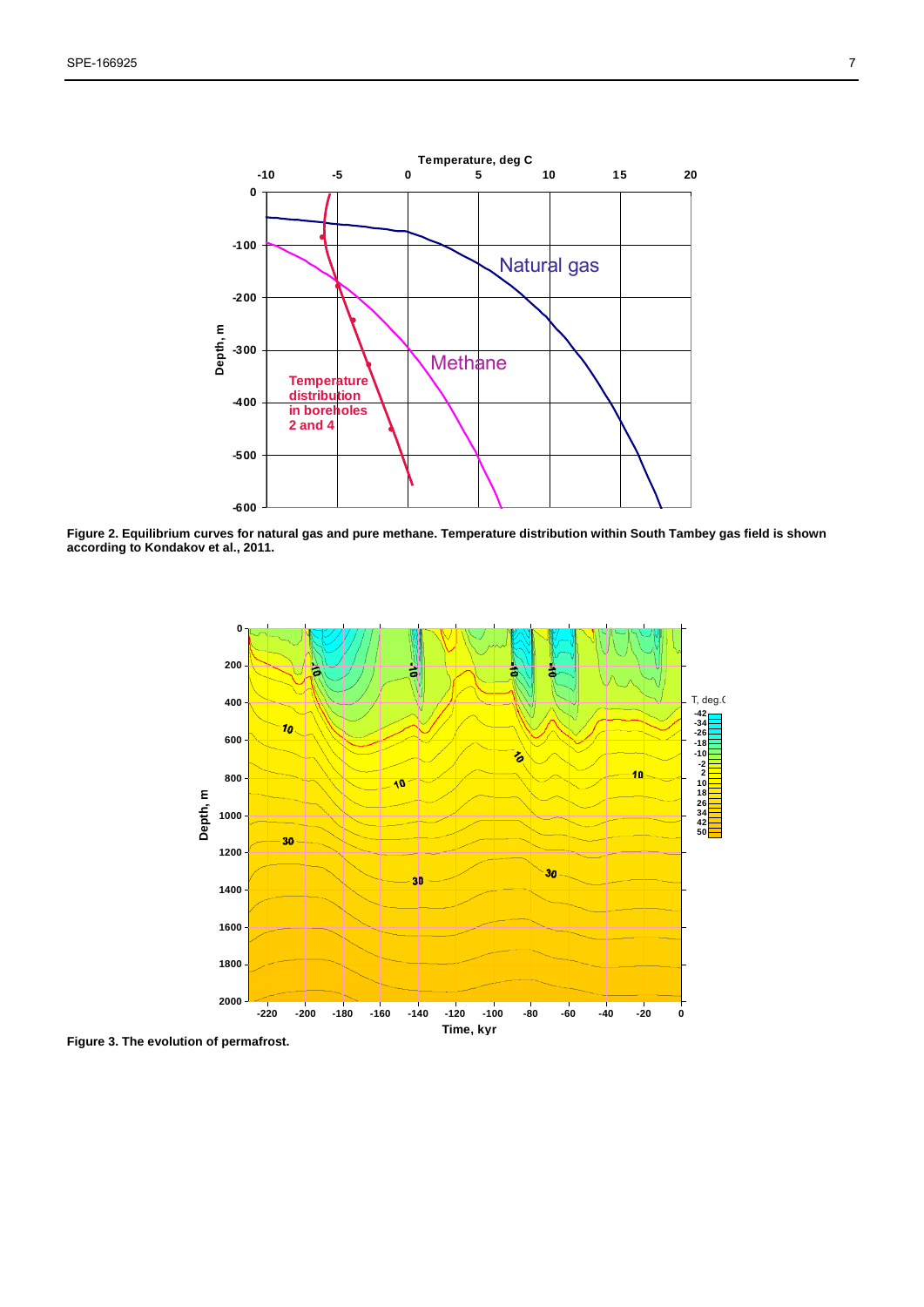**Figure 2. Equilibrium curves for natural gas and pure methane. Temperature distribution within South Tambey gas field is shown according to Kondakov et al., 2011.**

**Figure 3. The evolution of permafrost.**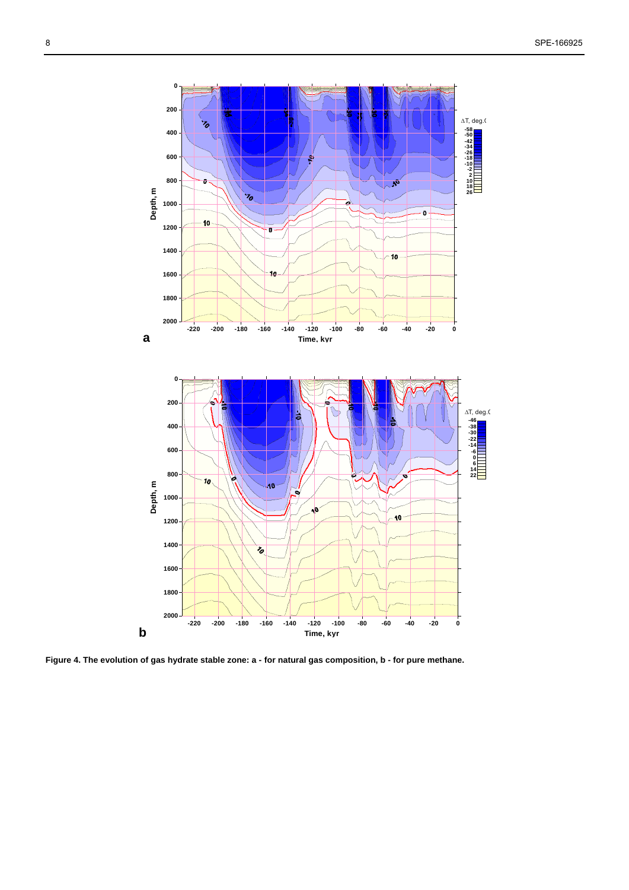Figure 4. The evolution of gas hydrate stable zone: a - for natural gas composition, b - for pure methane.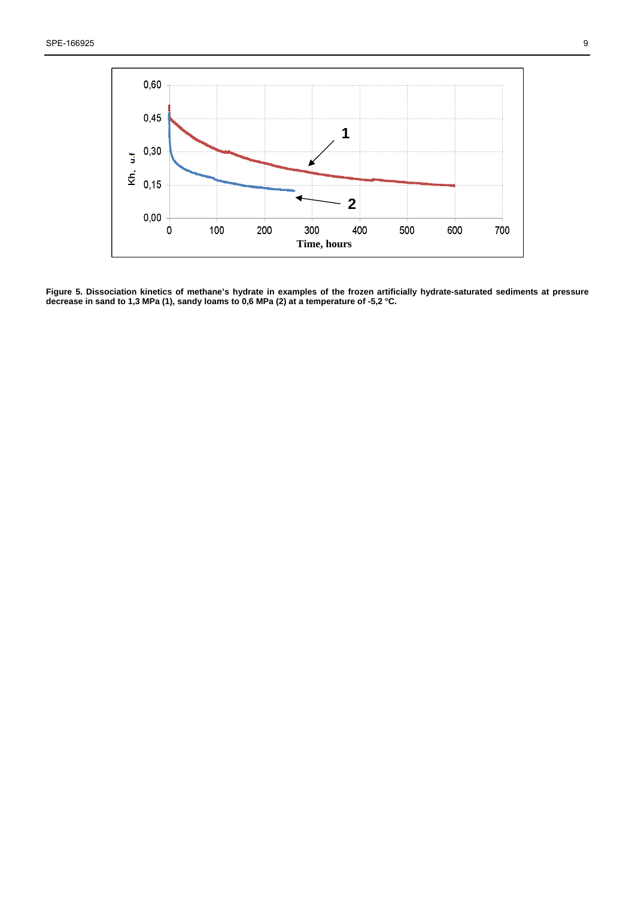0,60
0,45
0,30
0,15
0,00
Kh, u.f
0
100
200
300
400
500
600
700
Time, hours
1
2

**Figure 5. Dissociation kinetics of methane's hydrate in examples of the frozen artificially hydrate-saturated sediments at pressure decrease in sand to 1,3 MPa (1), sandy loams to 0,6 MPa (2) at a temperature of -5,2 °C.**